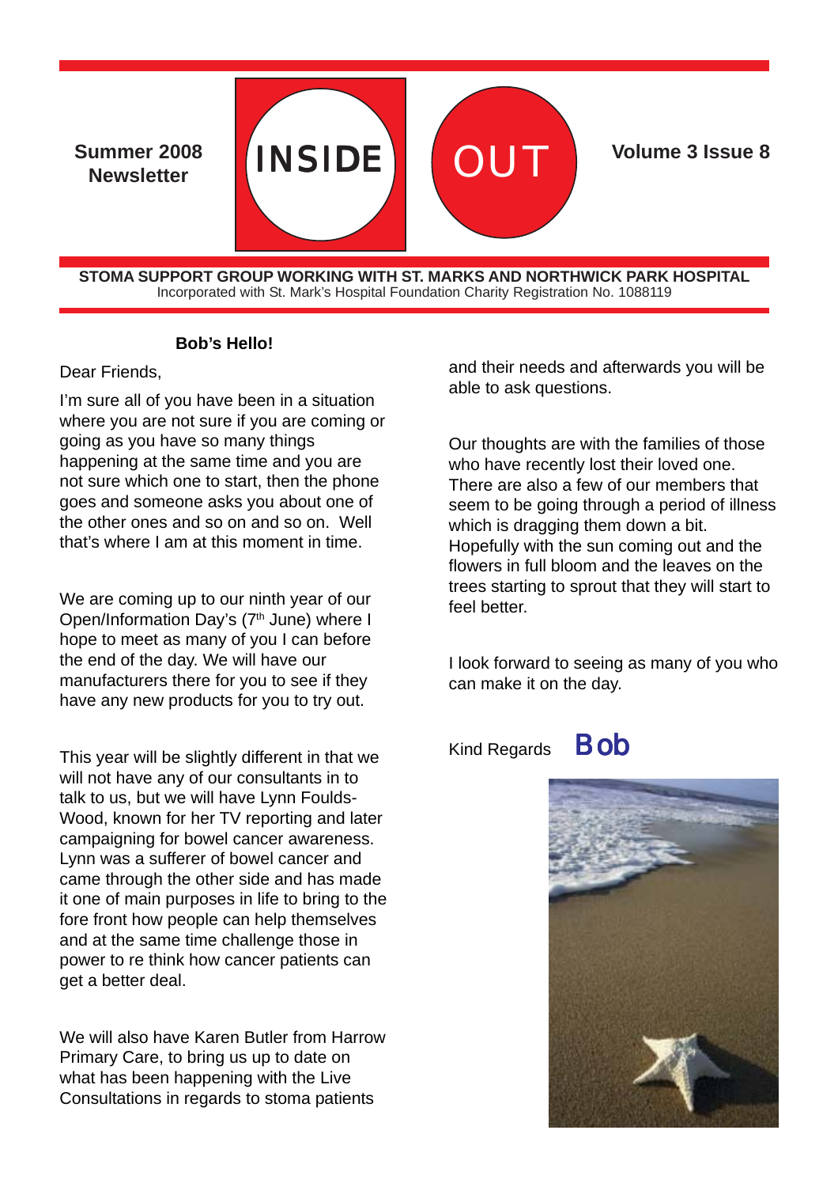Summer 2008 Newsletter

# INSIDE OUT

Volume 3 Issue 8

**STOMA SUPPORT GROUP WORKING WITH ST. MARKS AND NORTHWICK PARK HOSPITAL**
Incorporated with St. Mark's Hospital Foundation Charity Registration No. 1088119

## Bob's Hello!

Dear Friends,

I'm sure all of you have been in a situation where you are not sure if you are coming or going as you have so many things happening at the same time and you are not sure which one to start, then the phone goes and someone asks you about one of the other ones and so on and so on. Well that's where I am at this moment in time.

We are coming up to our ninth year of our Open/Information Day's (7th June) where I hope to meet as many of you I can before the end of the day. We will have our manufacturers there for you to see if they have any new products for you to try out.

This year will be slightly different in that we will not have any of our consultants in to talk to us, but we will have Lynn Foulds-Wood, known for her TV reporting and later campaigning for bowel cancer awareness. Lynn was a sufferer of bowel cancer and came through the other side and has made it one of main purposes in life to bring to the fore front how people can help themselves and at the same time challenge those in power to re think how cancer patients can get a better deal.

We will also have Karen Butler from Harrow Primary Care, to bring us up to date on what has been happening with the Live Consultations in regards to stoma patients and their needs and afterwards you will be able to ask questions.

Our thoughts are with the families of those who have recently lost their loved one. There are also a few of our members that seem to be going through a period of illness which is dragging them down a bit. Hopefully with the sun coming out and the flowers in full bloom and the leaves on the trees starting to sprout that they will start to feel better.

I look forward to seeing as many of you who can make it on the day.

Kind Regards **Bob**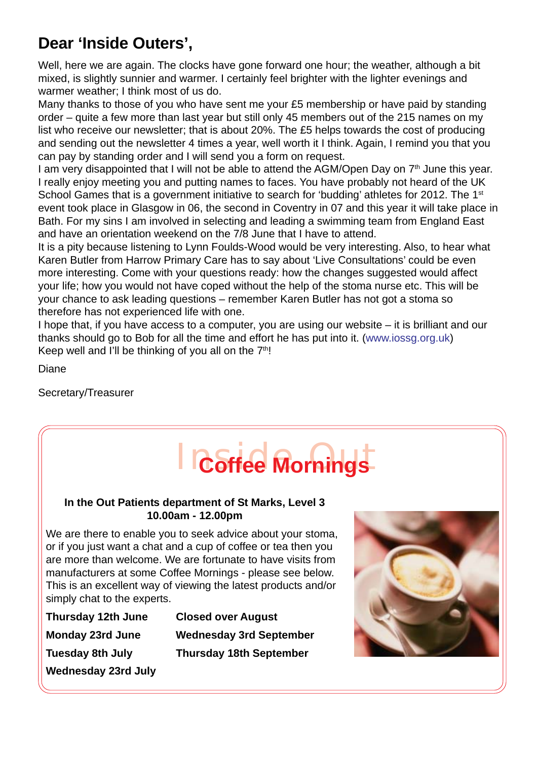# Dear 'Inside Outers',

Well, here we are again. The clocks have gone forward one hour; the weather, although a bit mixed, is slightly sunnier and warmer. I certainly feel brighter with the lighter evenings and warmer weather; I think most of us do.

Many thanks to those of you who have sent me your £5 membership or have paid by standing order – quite a few more than last year but still only 45 members out of the 215 names on my list who receive our newsletter; that is about 20%. The £5 helps towards the cost of producing and sending out the newsletter 4 times a year, well worth it I think. Again, I remind you that you can pay by standing order and I will send you a form on request.

I am very disappointed that I will not be able to attend the AGM/Open Day on 7th June this year. I really enjoy meeting you and putting names to faces. You have probably not heard of the UK School Games that is a government initiative to search for 'budding' athletes for 2012. The 1st event took place in Glasgow in 06, the second in Coventry in 07 and this year it will take place in Bath. For my sins I am involved in selecting and leading a swimming team from England East and have an orientation weekend on the 7/8 June that I have to attend.

It is a pity because listening to Lynn Foulds-Wood would be very interesting. Also, to hear what Karen Butler from Harrow Primary Care has to say about 'Live Consultations' could be even more interesting. Come with your questions ready: how the changes suggested would affect your life; how you would not have coped without the help of the stoma nurse etc. This will be your chance to ask leading questions – remember Karen Butler has not got a stoma so therefore has not experienced life with one.

I hope that, if you have access to a computer, you are using our website – it is brilliant and our thanks should go to Bob for all the time and effort he has put into it. (www.iossg.org.uk)

Keep well and I'll be thinking of you all on the 7th!

Diane

Secretary/Treasurer

## Inside Out Coffee Mornings

**In the Out Patients department of St Marks, Level 3**
**10.00am - 12.00pm**

We are there to enable you to seek advice about your stoma, or if you just want a chat and a cup of coffee or tea then you are more than welcome. We are fortunate to have visits from manufacturers at some Coffee Mornings - please see below. This is an excellent way of viewing the latest products and/or simply chat to the experts.

**Thursday 12th June**
**Monday 23rd June**
**Tuesday 8th July**
**Wednesday 23rd July**
**Closed over August**
**Wednesday 3rd September**
**Thursday 18th September**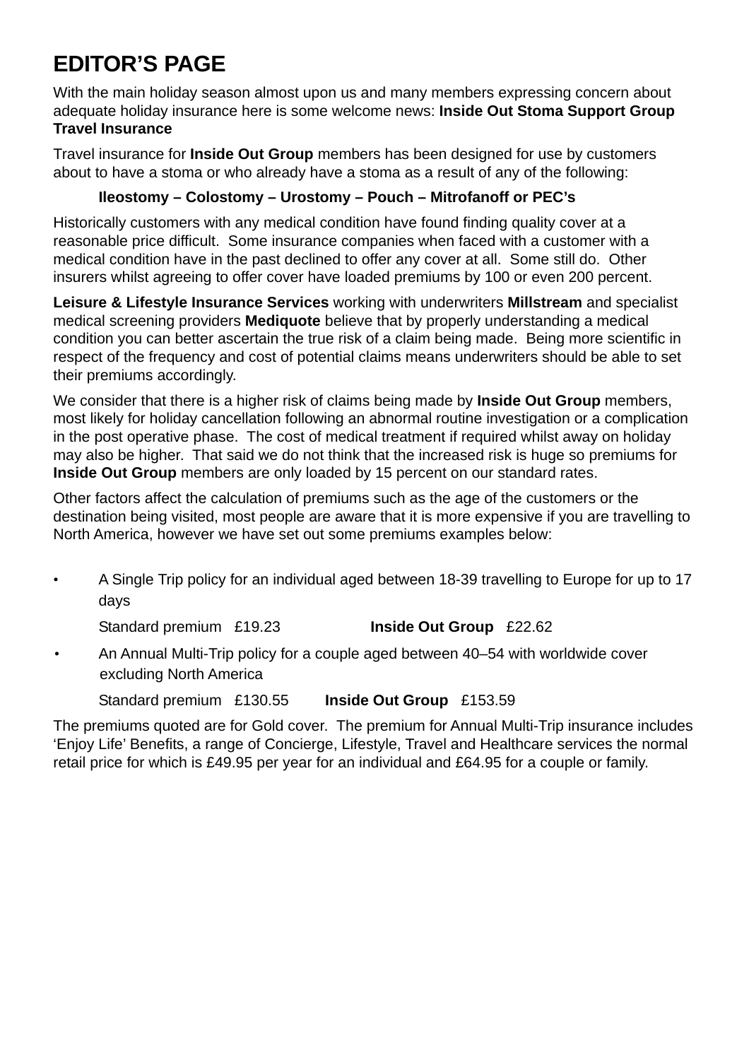# EDITOR'S PAGE

With the main holiday season almost upon us and many members expressing concern about adequate holiday insurance here is some welcome news: **Inside Out Stoma Support Group Travel Insurance**

Travel insurance for **Inside Out Group** members has been designed for use by customers about to have a stoma or who already have a stoma as a result of any of the following:

**Ileostomy – Colostomy – Urostomy – Pouch – Mitrofanoff or PEC's**

Historically customers with any medical condition have found finding quality cover at a reasonable price difficult. Some insurance companies when faced with a customer with a medical condition have in the past declined to offer any cover at all. Some still do. Other insurers whilst agreeing to offer cover have loaded premiums by 100 or even 200 percent.

**Leisure & Lifestyle Insurance Services** working with underwriters **Millstream** and specialist medical screening providers **Mediquote** believe that by properly understanding a medical condition you can better ascertain the true risk of a claim being made. Being more scientific in respect of the frequency and cost of potential claims means underwriters should be able to set their premiums accordingly.

We consider that there is a higher risk of claims being made by **Inside Out Group** members, most likely for holiday cancellation following an abnormal routine investigation or a complication in the post operative phase. The cost of medical treatment if required whilst away on holiday may also be higher. That said we do not think that the increased risk is huge so premiums for **Inside Out Group** members are only loaded by 15 percent on our standard rates.

Other factors affect the calculation of premiums such as the age of the customers or the destination being visited, most people are aware that it is more expensive if you are travelling to North America, however we have set out some premiums examples below:

- A Single Trip policy for an individual aged between 18-39 travelling to Europe for up to 17 days

  Standard premium £19.23 **Inside Out Group** £22.62

- An Annual Multi-Trip policy for a couple aged between 40–54 with worldwide cover excluding North America

  Standard premium £130.55 **Inside Out Group** £153.59

The premiums quoted are for Gold cover. The premium for Annual Multi-Trip insurance includes 'Enjoy Life' Benefits, a range of Concierge, Lifestyle, Travel and Healthcare services the normal retail price for which is £49.95 per year for an individual and £64.95 for a couple or family.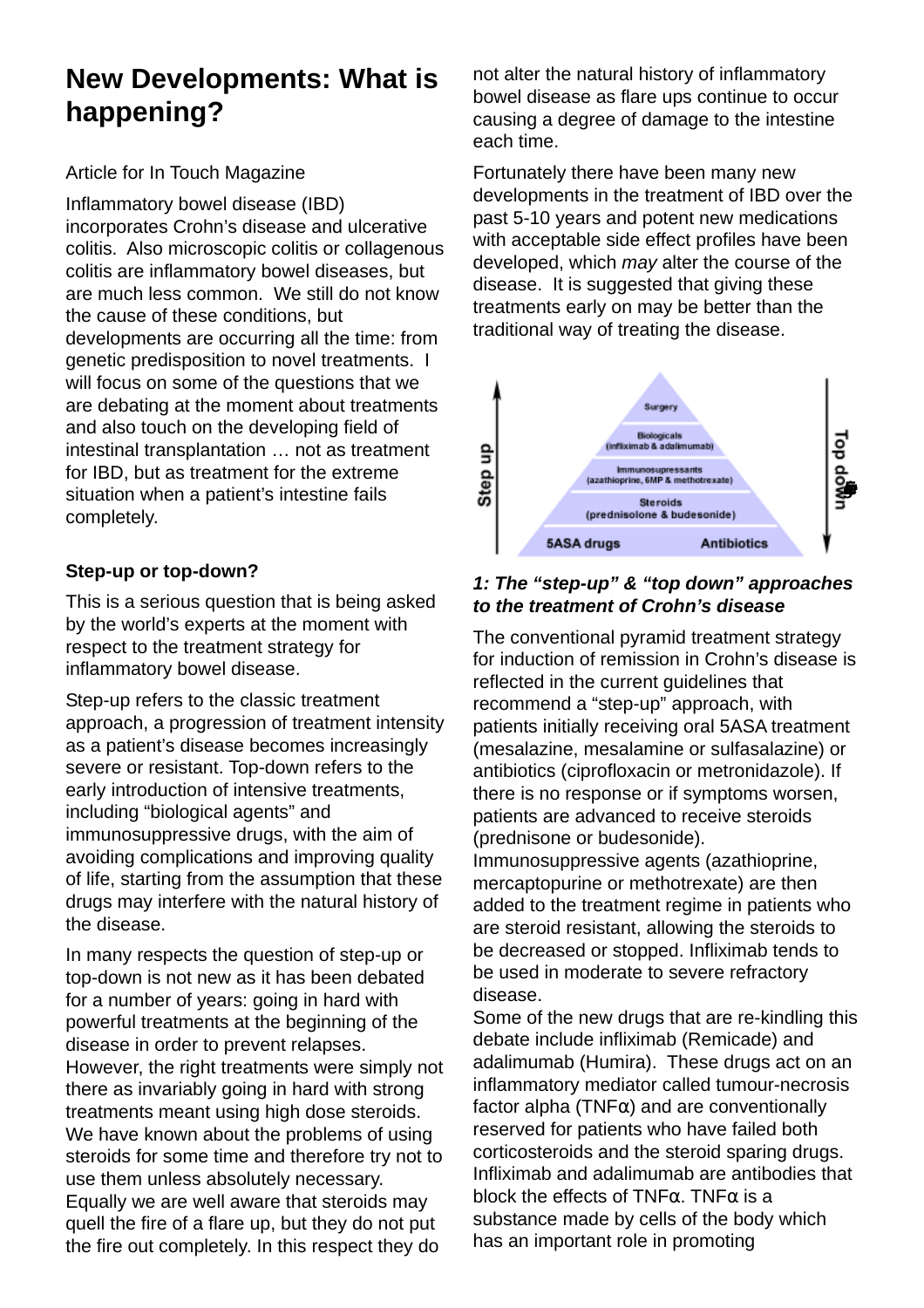# New Developments: What is happening?

Article for In Touch Magazine

Inflammatory bowel disease (IBD) incorporates Crohn's disease and ulcerative colitis. Also microscopic colitis or collagenous colitis are inflammatory bowel diseases, but are much less common. We still do not know the cause of these conditions, but developments are occurring all the time: from genetic predisposition to novel treatments. I will focus on some of the questions that we are debating at the moment about treatments and also touch on the developing field of intestinal transplantation … not as treatment for IBD, but as treatment for the extreme situation when a patient's intestine fails completely.

**Step-up or top-down?**

This is a serious question that is being asked by the world's experts at the moment with respect to the treatment strategy for inflammatory bowel disease.

Step-up refers to the classic treatment approach, a progression of treatment intensity as a patient's disease becomes increasingly severe or resistant. Top-down refers to the early introduction of intensive treatments, including "biological agents" and immunosuppressive drugs, with the aim of avoiding complications and improving quality of life, starting from the assumption that these drugs may interfere with the natural history of the disease.

In many respects the question of step-up or top-down is not new as it has been debated for a number of years: going in hard with powerful treatments at the beginning of the disease in order to prevent relapses. However, the right treatments were simply not there as invariably going in hard with strong treatments meant using high dose steroids. We have known about the problems of using steroids for some time and therefore try not to use them unless absolutely necessary. Equally we are well aware that steroids may quell the fire of a flare up, but they do not put the fire out completely. In this respect they do not alter the natural history of inflammatory bowel disease as flare ups continue to occur causing a degree of damage to the intestine each time.

Fortunately there have been many new developments in the treatment of IBD over the past 5-10 years and potent new medications with acceptable side effect profiles have been developed, which *may* alter the course of the disease. It is suggested that giving these treatments early on may be better than the traditional way of treating the disease.

Step up ↑ / Top down ↓

- Surgery
- Biologicals (infliximab & adalimumab)
- Immunosupressants (azathioprine, 6MP & methotrexate)
- Steroids (prednisolone & budesonide)
- 5ASA drugs — Antibiotics

***1: The "step-up" & "top down" approaches to the treatment of Crohn's disease***

The conventional pyramid treatment strategy for induction of remission in Crohn's disease is reflected in the current guidelines that recommend a "step-up" approach, with patients initially receiving oral 5ASA treatment (mesalazine, mesalamine or sulfasalazine) or antibiotics (ciprofloxacin or metronidazole). If there is no response or if symptoms worsen, patients are advanced to receive steroids (prednisone or budesonide). Immunosuppressive agents (azathioprine, mercaptopurine or methotrexate) are then added to the treatment regime in patients who are steroid resistant, allowing the steroids to be decreased or stopped. Infliximab tends to be used in moderate to severe refractory disease.

Some of the new drugs that are re-kindling this debate include infliximab (Remicade) and adalimumab (Humira). These drugs act on an inflammatory mediator called tumour-necrosis factor alpha (TNFα) and are conventionally reserved for patients who have failed both corticosteroids and the steroid sparing drugs. Infliximab and adalimumab are antibodies that block the effects of TNFα. TNFα is a substance made by cells of the body which has an important role in promoting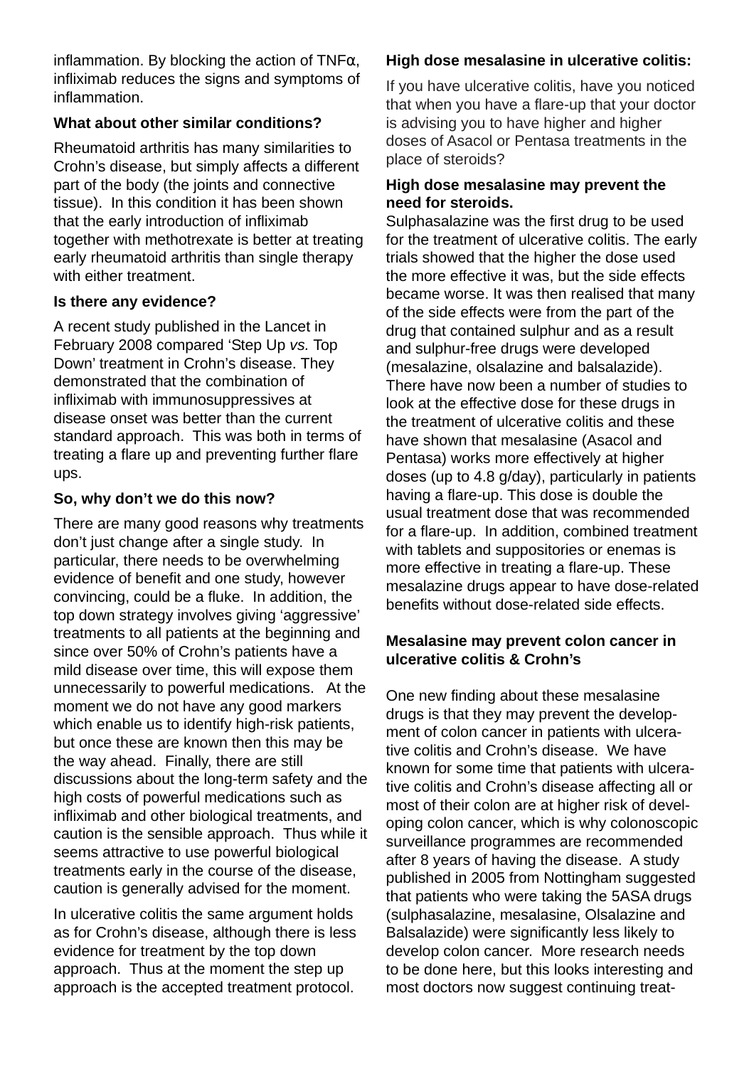inflammation. By blocking the action of TNFα, infliximab reduces the signs and symptoms of inflammation.

**What about other similar conditions?**

Rheumatoid arthritis has many similarities to Crohn's disease, but simply affects a different part of the body (the joints and connective tissue). In this condition it has been shown that the early introduction of infliximab together with methotrexate is better at treating early rheumatoid arthritis than single therapy with either treatment.

**Is there any evidence?**

A recent study published in the Lancet in February 2008 compared 'Step Up *vs.* Top Down' treatment in Crohn's disease. They demonstrated that the combination of infliximab with immunosuppressives at disease onset was better than the current standard approach. This was both in terms of treating a flare up and preventing further flare ups.

**So, why don't we do this now?**

There are many good reasons why treatments don't just change after a single study. In particular, there needs to be overwhelming evidence of benefit and one study, however convincing, could be a fluke. In addition, the top down strategy involves giving 'aggressive' treatments to all patients at the beginning and since over 50% of Crohn's patients have a mild disease over time, this will expose them unnecessarily to powerful medications. At the moment we do not have any good markers which enable us to identify high-risk patients, but once these are known then this may be the way ahead. Finally, there are still discussions about the long-term safety and the high costs of powerful medications such as infliximab and other biological treatments, and caution is the sensible approach. Thus while it seems attractive to use powerful biological treatments early in the course of the disease, caution is generally advised for the moment.

In ulcerative colitis the same argument holds as for Crohn's disease, although there is less evidence for treatment by the top down approach. Thus at the moment the step up approach is the accepted treatment protocol.

**High dose mesalasine in ulcerative colitis:**

If you have ulcerative colitis, have you noticed that when you have a flare-up that your doctor is advising you to have higher and higher doses of Asacol or Pentasa treatments in the place of steroids?

**High dose mesalasine may prevent the need for steroids.**

Sulphasalazine was the first drug to be used for the treatment of ulcerative colitis. The early trials showed that the higher the dose used the more effective it was, but the side effects became worse. It was then realised that many of the side effects were from the part of the drug that contained sulphur and as a result and sulphur-free drugs were developed (mesalazine, olsalazine and balsalazide). There have now been a number of studies to look at the effective dose for these drugs in the treatment of ulcerative colitis and these have shown that mesalasine (Asacol and Pentasa) works more effectively at higher doses (up to 4.8 g/day), particularly in patients having a flare-up. This dose is double the usual treatment dose that was recommended for a flare-up. In addition, combined treatment with tablets and suppositories or enemas is more effective in treating a flare-up. These mesalazine drugs appear to have dose-related benefits without dose-related side effects.

**Mesalasine may prevent colon cancer in ulcerative colitis & Crohn's**

One new finding about these mesalasine drugs is that they may prevent the development of colon cancer in patients with ulcerative colitis and Crohn's disease. We have known for some time that patients with ulcerative colitis and Crohn's disease affecting all or most of their colon are at higher risk of developing colon cancer, which is why colonoscopic surveillance programmes are recommended after 8 years of having the disease. A study published in 2005 from Nottingham suggested that patients who were taking the 5ASA drugs (sulphasalazine, mesalasine, Olsalazine and Balsalazide) were significantly less likely to develop colon cancer. More research needs to be done here, but this looks interesting and most doctors now suggest continuing treat-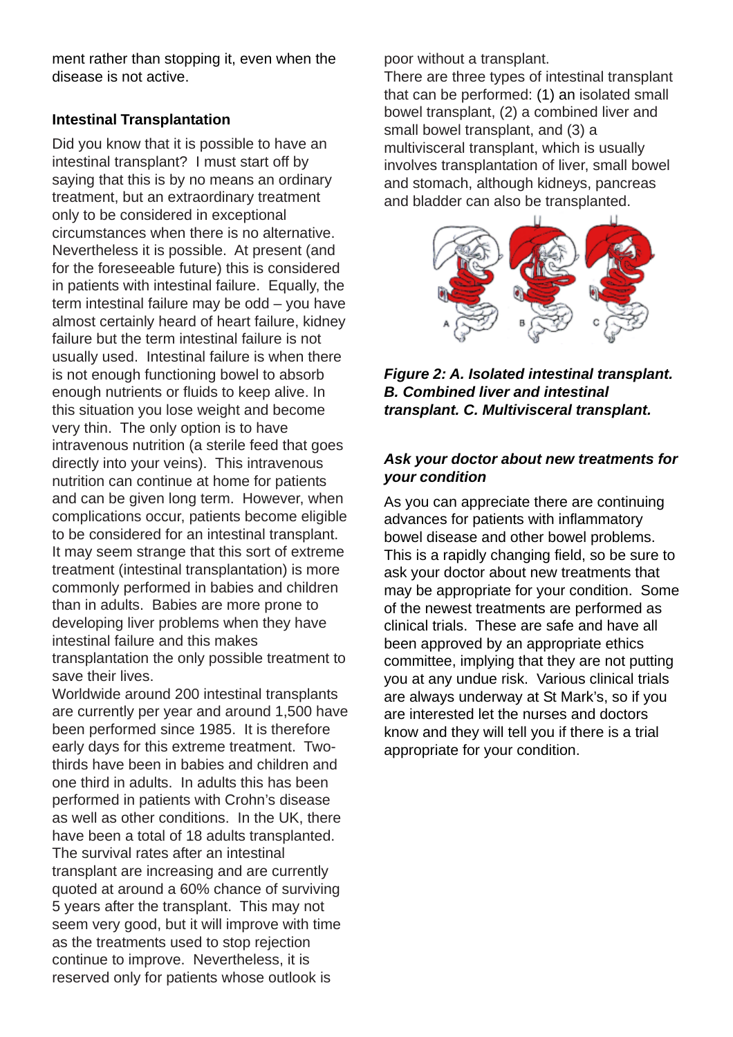ment rather than stopping it, even when the disease is not active.

### Intestinal Transplantation

Did you know that it is possible to have an intestinal transplant? I must start off by saying that this is by no means an ordinary treatment, but an extraordinary treatment only to be considered in exceptional circumstances when there is no alternative. Nevertheless it is possible. At present (and for the foreseeable future) this is considered in patients with intestinal failure. Equally, the term intestinal failure may be odd – you have almost certainly heard of heart failure, kidney failure but the term intestinal failure is not usually used. Intestinal failure is when there is not enough functioning bowel to absorb enough nutrients or fluids to keep alive. In this situation you lose weight and become very thin. The only option is to have intravenous nutrition (a sterile feed that goes directly into your veins). This intravenous nutrition can continue at home for patients and can be given long term. However, when complications occur, patients become eligible to be considered for an intestinal transplant. It may seem strange that this sort of extreme treatment (intestinal transplantation) is more commonly performed in babies and children than in adults. Babies are more prone to developing liver problems when they have intestinal failure and this makes transplantation the only possible treatment to save their lives.

Worldwide around 200 intestinal transplants are currently per year and around 1,500 have been performed since 1985. It is therefore early days for this extreme treatment. Two-thirds have been in babies and children and one third in adults. In adults this has been performed in patients with Crohn's disease as well as other conditions. In the UK, there have been a total of 18 adults transplanted. The survival rates after an intestinal transplant are increasing and are currently quoted at around a 60% chance of surviving 5 years after the transplant. This may not seem very good, but it will improve with time as the treatments used to stop rejection continue to improve. Nevertheless, it is reserved only for patients whose outlook is poor without a transplant.

There are three types of intestinal transplant that can be performed: (1) an isolated small bowel transplant, (2) a combined liver and small bowel transplant, and (3) a multivisceral transplant, which is usually involves transplantation of liver, small bowel and stomach, although kidneys, pancreas and bladder can also be transplanted.

***Figure 2: A. Isolated intestinal transplant. B. Combined liver and intestinal transplant. C. Multivisceral transplant.***

### *Ask your doctor about new treatments for your condition*

As you can appreciate there are continuing advances for patients with inflammatory bowel disease and other bowel problems. This is a rapidly changing field, so be sure to ask your doctor about new treatments that may be appropriate for your condition. Some of the newest treatments are performed as clinical trials. These are safe and have all been approved by an appropriate ethics committee, implying that they are not putting you at any undue risk. Various clinical trials are always underway at St Mark's, so if you are interested let the nurses and doctors know and they will tell you if there is a trial appropriate for your condition.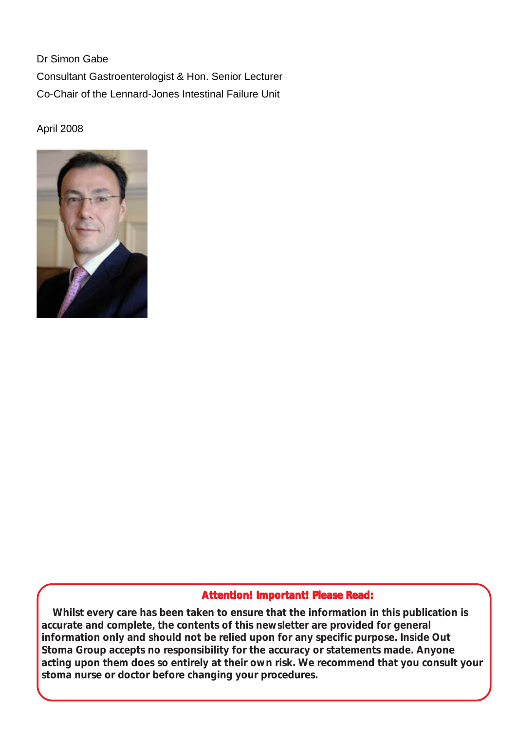Dr Simon Gabe

Consultant Gastroenterologist & Hon. Senior Lecturer

Co-Chair of the Lennard-Jones Intestinal Failure Unit

April 2008

**Attention! Important! Please Read:**

**Whilst every care has been taken to ensure that the information in this publication is accurate and complete, the contents of this newsletter are provided for general information only and should not be relied upon for any specific purpose. Inside Out Stoma Group accepts no responsibility for the accuracy or statements made. Anyone acting upon them does so entirely at their own risk. We recommend that you consult your stoma nurse or doctor before changing your procedures.**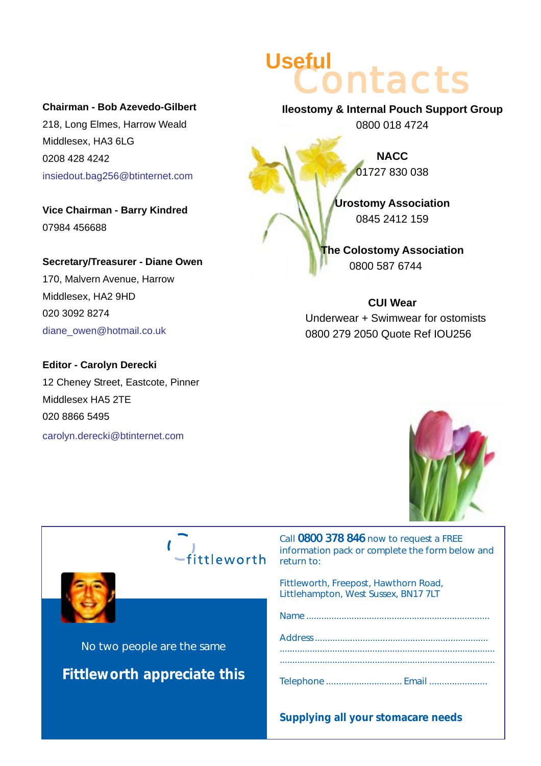# Useful Contacts

**Chairman - Bob Azevedo-Gilbert**
218, Long Elmes, Harrow Weald
Middlesex, HA3 6LG
0208 428 4242
insiedout.bag256@btinternet.com

**Vice Chairman - Barry Kindred**
07984 456688

**Secretary/Treasurer - Diane Owen**
170, Malvern Avenue, Harrow
Middlesex, HA2 9HD
020 3092 8274
diane_owen@hotmail.co.uk

**Editor - Carolyn Derecki**
12 Cheney Street, Eastcote, Pinner
Middlesex HA5 2TE
020 8866 5495
carolyn.derecki@btinternet.com

**Ileostomy & Internal Pouch Support Group**
0800 018 4724

**NACC**
01727 830 038

**Urostomy Association**
0845 2412 159

**The Colostomy Association**
0800 587 6744

**CUI Wear**
Underwear + Swimwear for ostomists
0800 279 2050 Quote Ref IOU256

fittleworth

No two people are the same

**Fittleworth appreciate this**

Call **0800 378 846** now to request a FREE information pack or complete the form below and return to:

Fittleworth, Freepost, Hawthorn Road, Littlehampton, West Sussex, BN17 7LT

Name ........................................................................

Address ....................................................................
.....................................................................................
.....................................................................................

Telephone .............................. Email .......................

**Supplying all your stomacare needs**